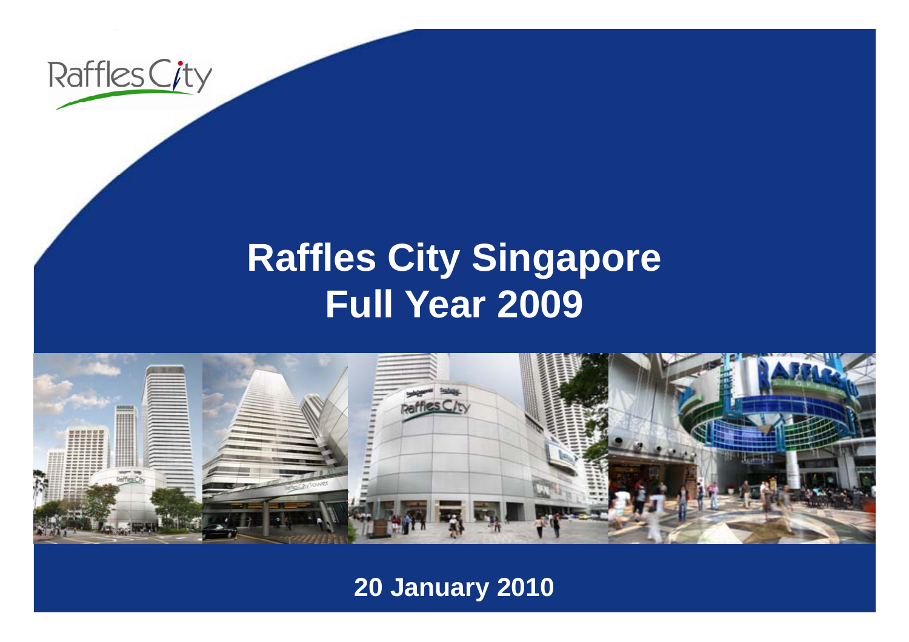Raffles City

# Raffles City Singapore
# Full Year 2009

**20 January 2010**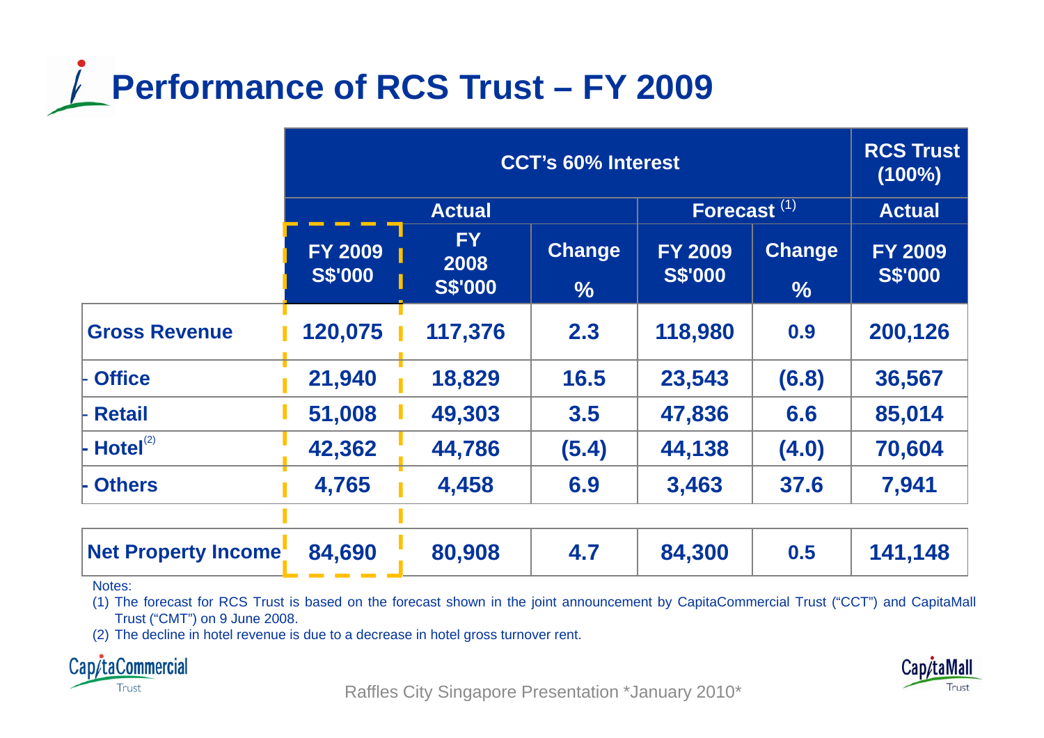# Performance of RCS Trust – FY 2009

| | CCT's 60% Interest | | | | | RCS Trust (100%) |
|---|---|---|---|---|---|---|
| | Actual | | | Forecast [1] | | Actual |
| | FY 2009 S$'000 | FY 2008 S$'000 | Change % | FY 2009 S$'000 | Change % | FY 2009 S$'000 |
| **Gross Revenue** | 120,075 | 117,376 | 2.3 | 118,980 | 0.9 | 200,126 |
| - Office | 21,940 | 18,829 | 16.5 | 23,543 | (6.8) | 36,567 |
| - Retail | 51,008 | 49,303 | 3.5 | 47,836 | 6.6 | 85,014 |
| - Hotel [2] | 42,362 | 44,786 | (5.4) | 44,138 | (4.0) | 70,604 |
| - Others | 4,765 | 4,458 | 6.9 | 3,463 | 37.6 | 7,941 |
| **Net Property Income** | 84,690 | 80,908 | 4.7 | 84,300 | 0.5 | 141,148 |

Notes:

(1) The forecast for RCS Trust is based on the forecast shown in the joint announcement by CapitaCommercial Trust ("CCT") and CapitaMall Trust ("CMT") on 9 June 2008.

(2) The decline in hotel revenue is due to a decrease in hotel gross turnover rent.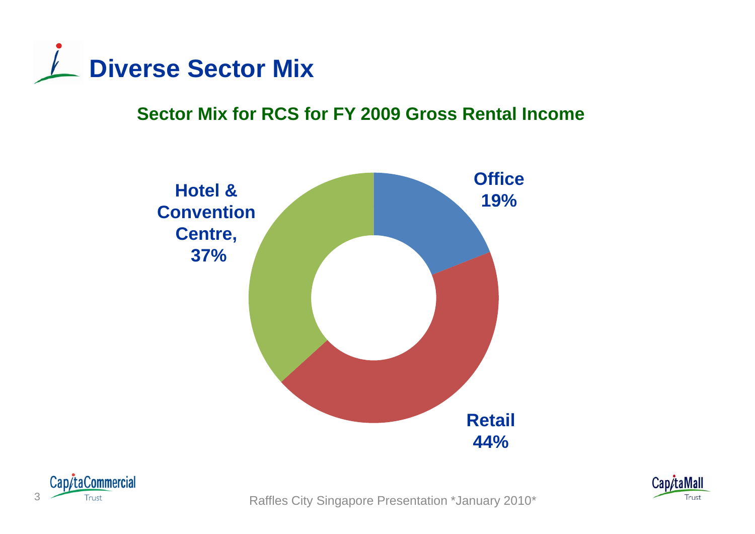# Diverse Sector Mix

## Sector Mix for RCS for FY 2009 Gross Rental Income

Office 19%

Retail 44%

Hotel & Convention Centre, 37%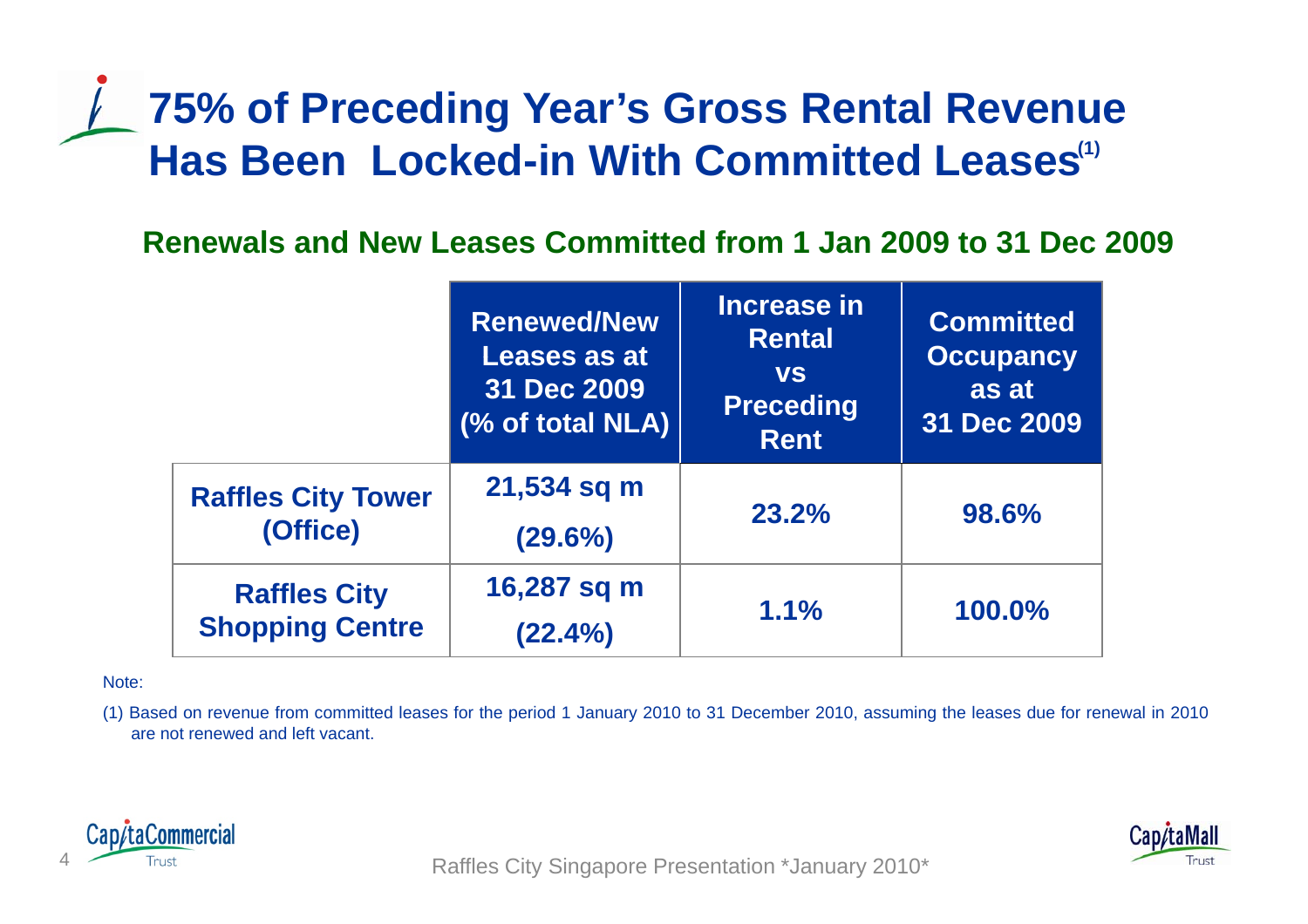# 75% of Preceding Year's Gross Rental Revenue Has Been Locked-in With Committed Leases[1]

## Renewals and New Leases Committed from 1 Jan 2009 to 31 Dec 2009

| | Renewed/New Leases as at 31 Dec 2009 (% of total NLA) | Increase in Rental vs Preceding Rent | Committed Occupancy as at 31 Dec 2009 |
|---|---|---|---|
| **Raffles City Tower (Office)** | 21,534 sq m (29.6%) | 23.2% | 98.6% |
| **Raffles City Shopping Centre** | 16,287 sq m (22.4%) | 1.1% | 100.0% |

Note:

(1) Based on revenue from committed leases for the period 1 January 2010 to 31 December 2010, assuming the leases due for renewal in 2010 are not renewed and left vacant.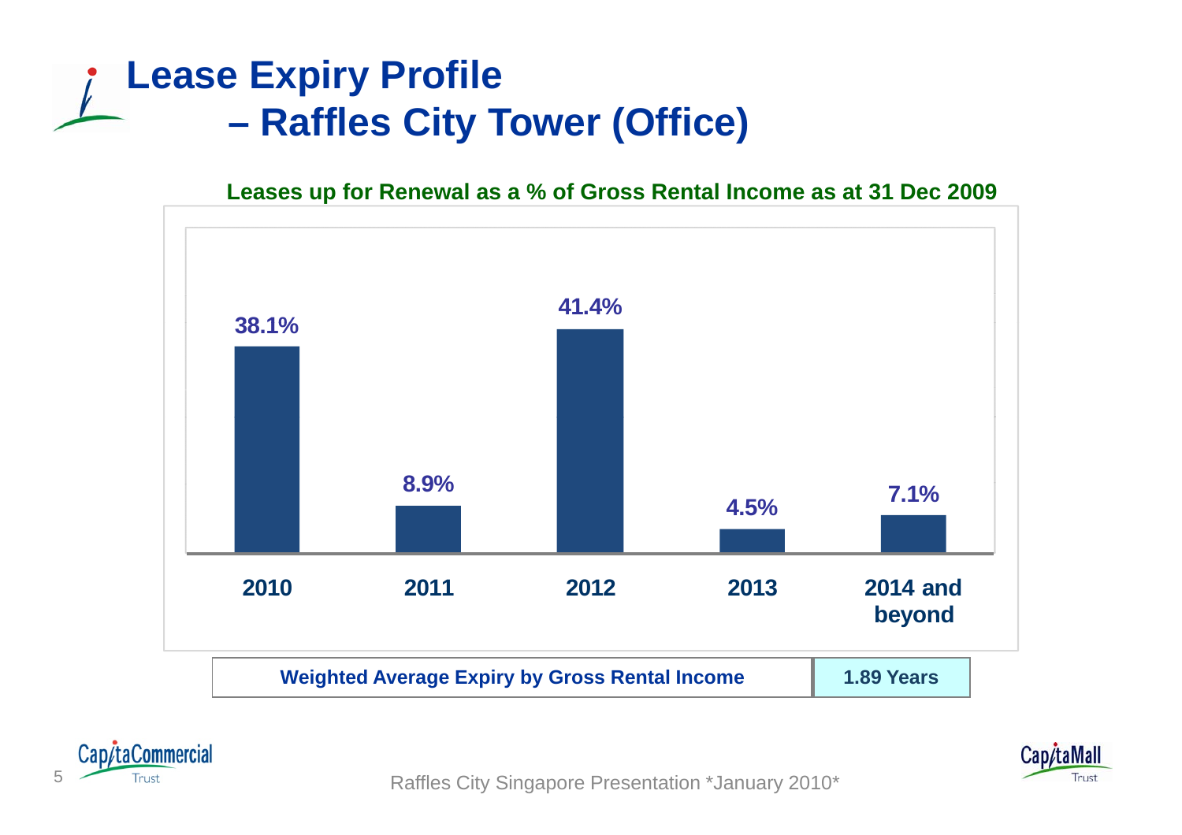# Lease Expiry Profile – Raffles City Tower (Office)

**Leases up for Renewal as a % of Gross Rental Income as at 31 Dec 2009**

| 2010 | 2011 | 2012 | 2013 | 2014 and beyond |
|---|---|---|---|---|
| 38.1% | 8.9% | 41.4% | 4.5% | 7.1% |

| Weighted Average Expiry by Gross Rental Income | 1.89 Years |
|---|---|

Raffles City Singapore Presentation *January 2010*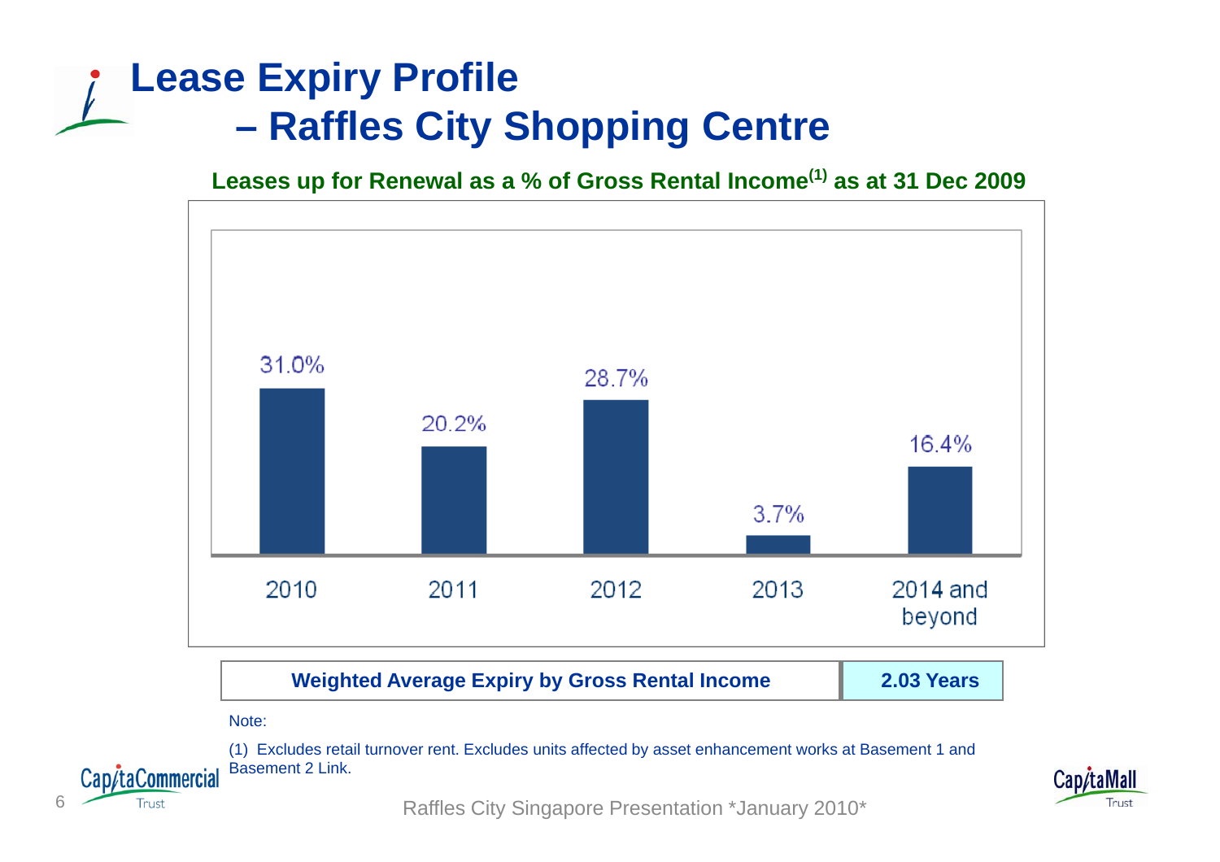# Lease Expiry Profile – Raffles City Shopping Centre

**Leases up for Renewal as a % of Gross Rental Income[1] as at 31 Dec 2009**

| Year | % of Gross Rental Income |
|---|---|
| 2010 | 31.0% |
| 2011 | 20.2% |
| 2012 | 28.7% |
| 2013 | 3.7% |
| 2014 and beyond | 16.4% |

| Weighted Average Expiry by Gross Rental Income | 2.03 Years |
|---|---|

Note:

(1) Excludes retail turnover rent. Excludes units affected by asset enhancement works at Basement 1 and Basement 2 Link.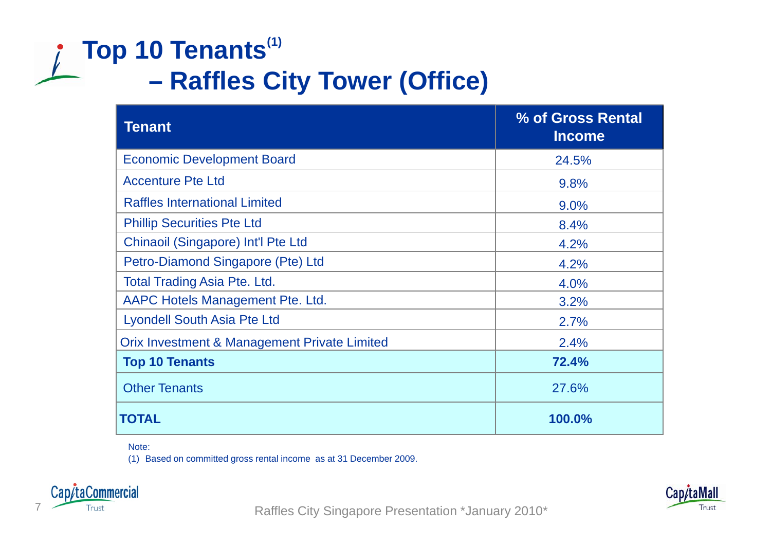# Top 10 Tenants[1] – Raffles City Tower (Office)

| Tenant | % of Gross Rental Income |
|---|---|
| Economic Development Board | 24.5% |
| Accenture Pte Ltd | 9.8% |
| Raffles International Limited | 9.0% |
| Phillip Securities Pte Ltd | 8.4% |
| Chinaoil (Singapore) Int'l Pte Ltd | 4.2% |
| Petro-Diamond Singapore (Pte) Ltd | 4.2% |
| Total Trading Asia Pte. Ltd. | 4.0% |
| AAPC Hotels Management Pte. Ltd. | 3.2% |
| Lyondell South Asia Pte Ltd | 2.7% |
| Orix Investment & Management Private Limited | 2.4% |
| **Top 10 Tenants** | **72.4%** |
| Other Tenants | 27.6% |
| **TOTAL** | **100.0%** |

Note:

(1) Based on committed gross rental income as at 31 December 2009.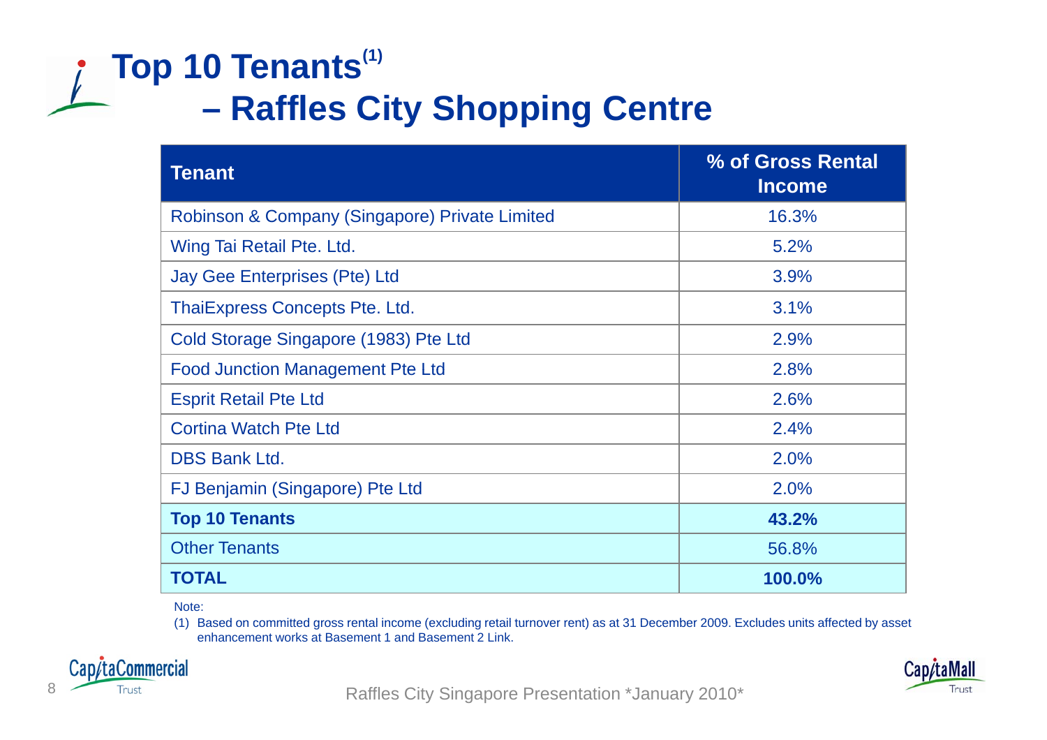# Top 10 Tenants[1] – Raffles City Shopping Centre

| Tenant | % of Gross Rental Income |
|---|---|
| Robinson & Company (Singapore) Private Limited | 16.3% |
| Wing Tai Retail Pte. Ltd. | 5.2% |
| Jay Gee Enterprises (Pte) Ltd | 3.9% |
| ThaiExpress Concepts Pte. Ltd. | 3.1% |
| Cold Storage Singapore (1983) Pte Ltd | 2.9% |
| Food Junction Management Pte Ltd | 2.8% |
| Esprit Retail Pte Ltd | 2.6% |
| Cortina Watch Pte Ltd | 2.4% |
| DBS Bank Ltd. | 2.0% |
| FJ Benjamin (Singapore) Pte Ltd | 2.0% |
| **Top 10 Tenants** | **43.2%** |
| Other Tenants | 56.8% |
| **TOTAL** | **100.0%** |

Note:

(1) Based on committed gross rental income (excluding retail turnover rent) as at 31 December 2009. Excludes units affected by asset enhancement works at Basement 1 and Basement 2 Link.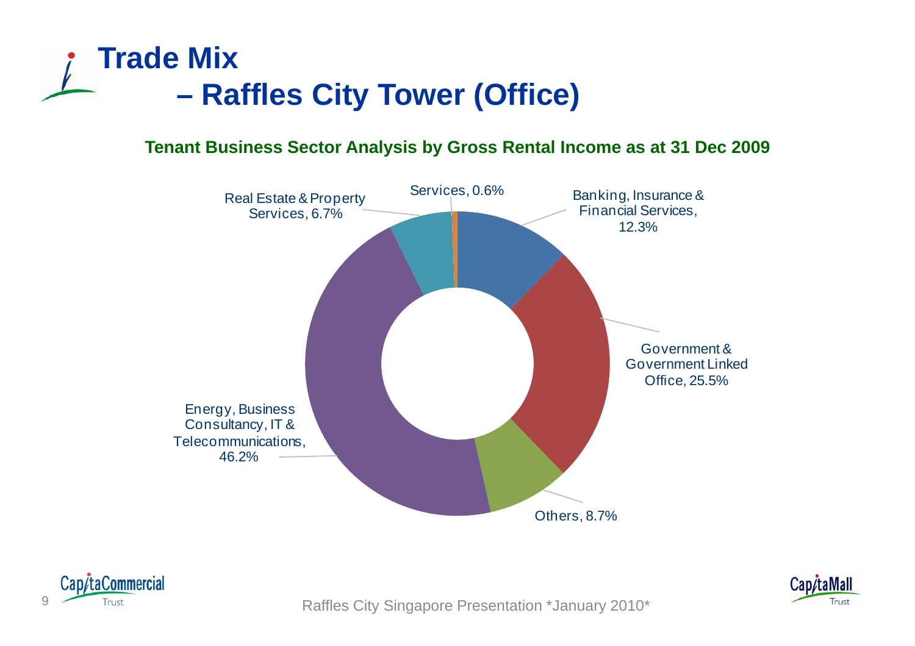# Trade Mix – Raffles City Tower (Office)

**Tenant Business Sector Analysis by Gross Rental Income as at 31 Dec 2009**

| Sector | % |
|---|---|
| Banking, Insurance & Financial Services | 12.3% |
| Government & Government Linked Office | 25.5% |
| Others | 8.7% |
| Energy, Business Consultancy, IT & Telecommunications | 46.2% |
| Real Estate & Property Services | 6.7% |
| Services | 0.6% |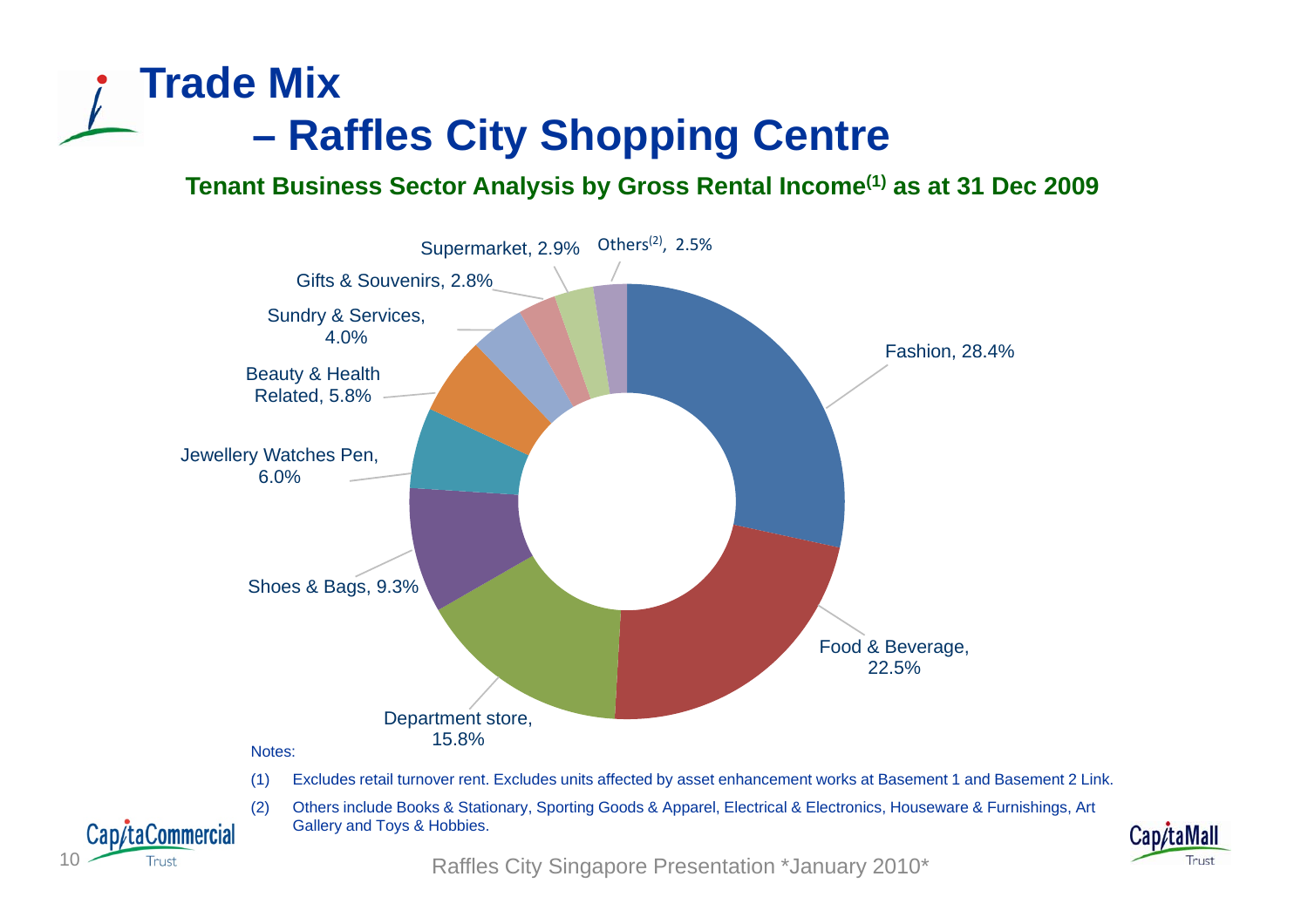# Trade Mix – Raffles City Shopping Centre

**Tenant Business Sector Analysis by Gross Rental Income[1] as at 31 Dec 2009**

| Trade Sector | % of Gross Rental Income |
|---|---|
| Fashion | 28.4% |
| Food & Beverage | 22.5% |
| Department store | 15.8% |
| Shoes & Bags | 9.3% |
| Jewellery Watches Pen | 6.0% |
| Beauty & Health Related | 5.8% |
| Sundry & Services | 4.0% |
| Gifts & Souvenirs | 2.8% |
| Supermarket | 2.9% |
| Others[2] | 2.5% |

Notes:

(1) Excludes retail turnover rent. Excludes units affected by asset enhancement works at Basement 1 and Basement 2 Link.

(2) Others include Books & Stationary, Sporting Goods & Apparel, Electrical & Electronics, Houseware & Furnishings, Art Gallery and Toys & Hobbies.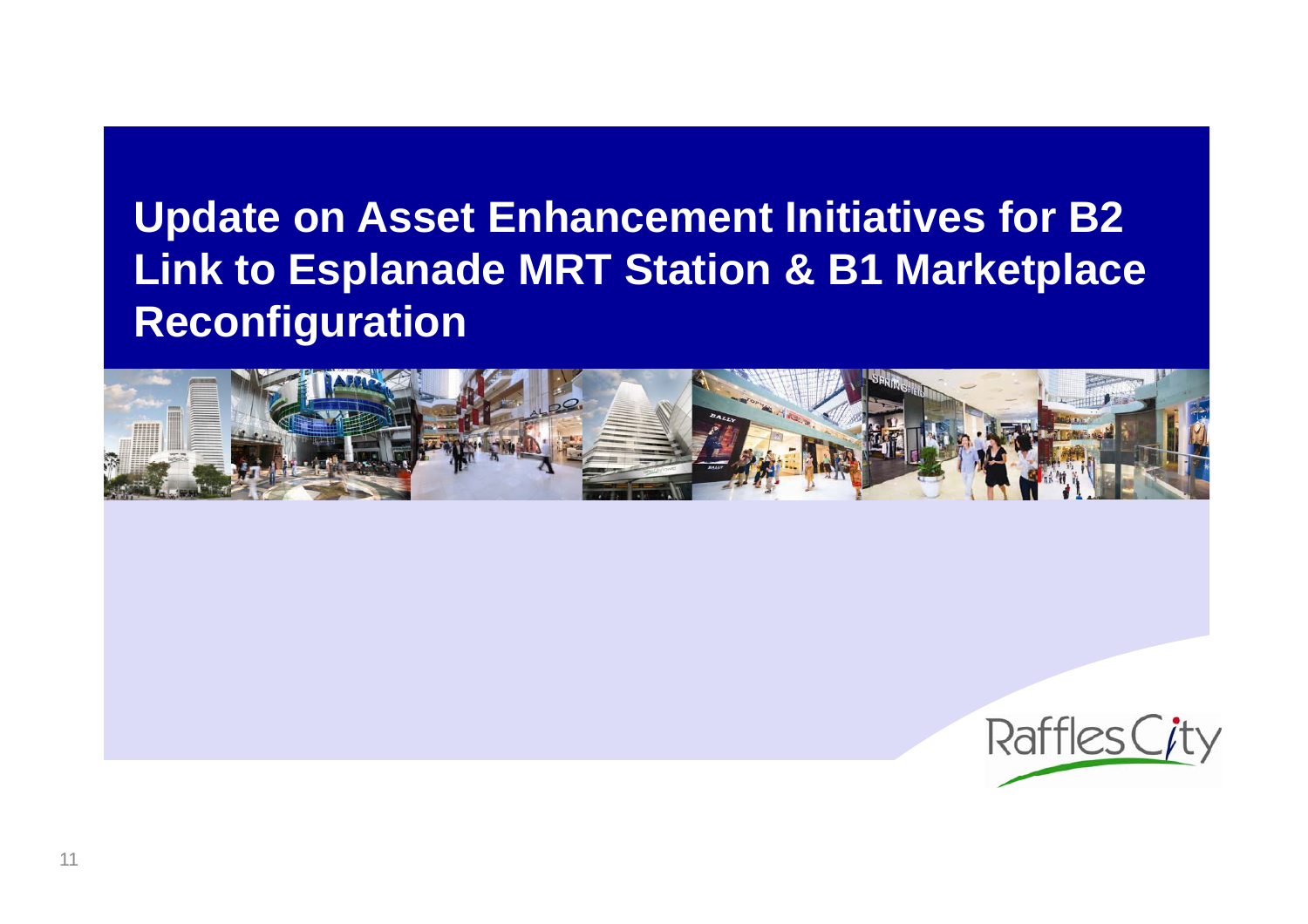# Update on Asset Enhancement Initiatives for B2 Link to Esplanade MRT Station & B1 Marketplace Reconfiguration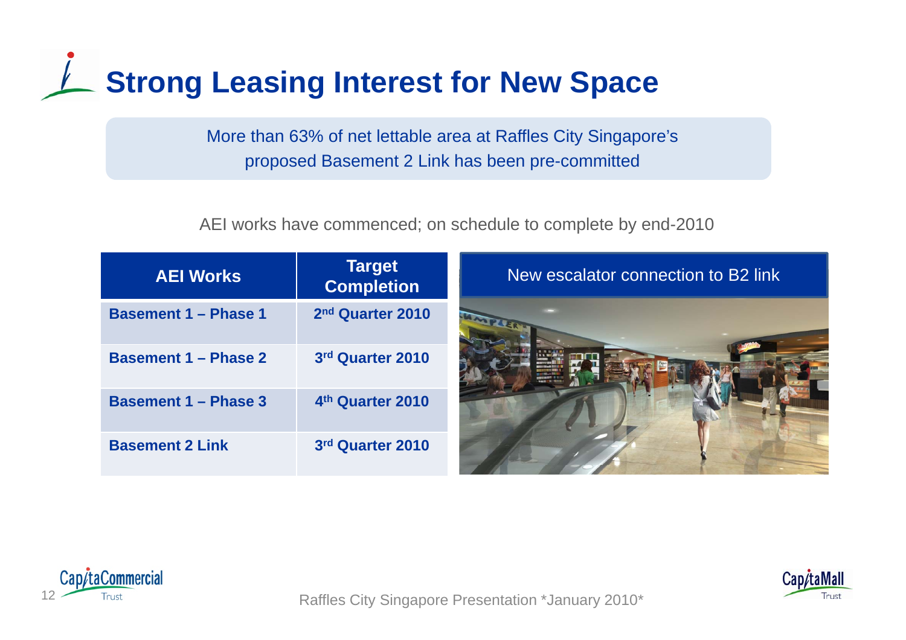# Strong Leasing Interest for New Space

More than 63% of net lettable area at Raffles City Singapore's proposed Basement 2 Link has been pre-committed

AEI works have commenced; on schedule to complete by end-2010

| AEI Works | Target Completion |
|---|---|
| **Basement 1 – Phase 1** | **2nd Quarter 2010** |
| **Basement 1 – Phase 2** | **3rd Quarter 2010** |
| **Basement 1 – Phase 3** | **4th Quarter 2010** |
| **Basement 2 Link** | **3rd Quarter 2010** |

New escalator connection to B2 link

Raffles City Singapore Presentation *January 2010*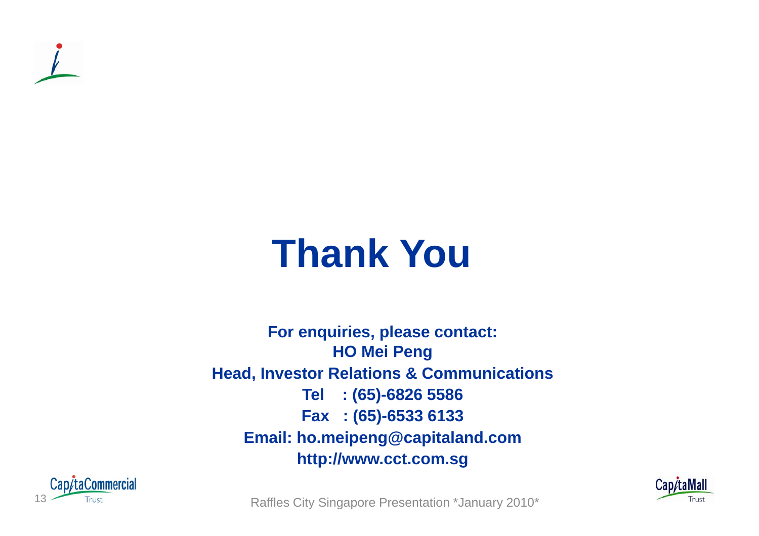# Thank You

**For enquiries, please contact:**
**HO Mei Peng**
**Head, Investor Relations & Communications**
**Tel : (65)-6826 5586**
**Fax : (65)-6533 6133**
**Email: ho.meipeng@capitaland.com**
**http://www.cct.com.sg**